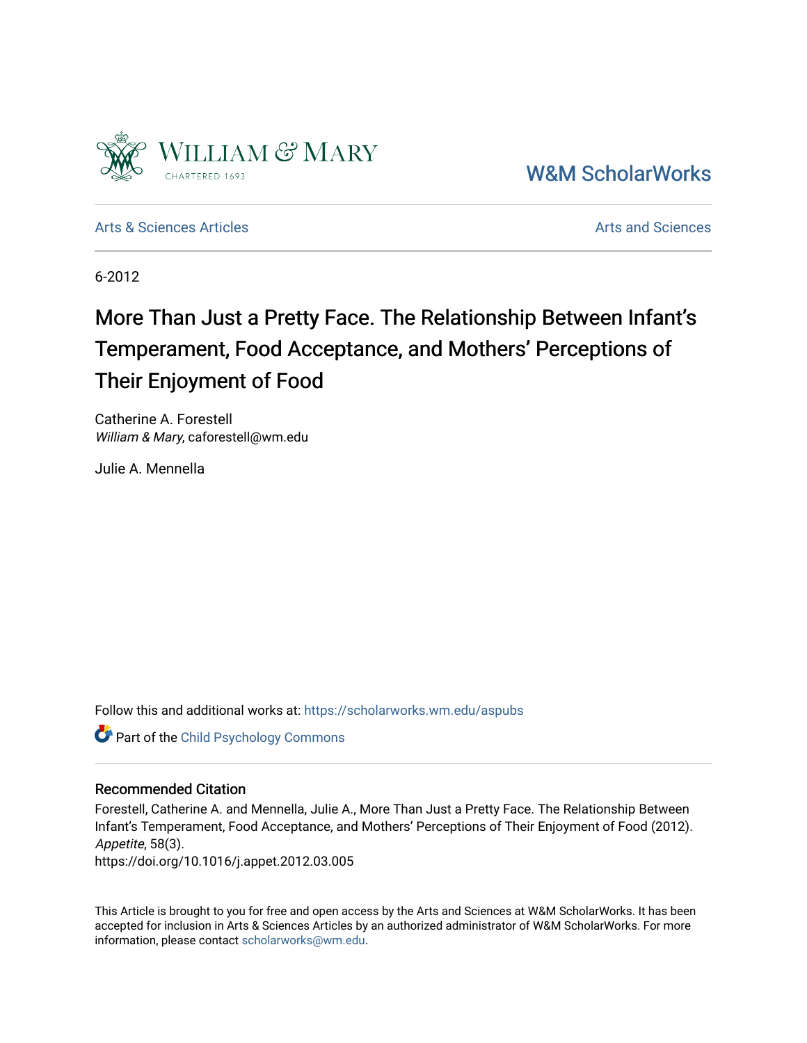W&M ScholarWorks

Arts & Sciences Articles

Arts and Sciences

6-2012

# More Than Just a Pretty Face. The Relationship Between Infant's Temperament, Food Acceptance, and Mothers' Perceptions of Their Enjoyment of Food

Catherine A. Forestell
*William & Mary*, caforestell@wm.edu

Julie A. Mennella

Follow this and additional works at: https://scholarworks.wm.edu/aspubs

Part of the Child Psychology Commons

## Recommended Citation

Forestell, Catherine A. and Mennella, Julie A., More Than Just a Pretty Face. The Relationship Between Infant's Temperament, Food Acceptance, and Mothers' Perceptions of Their Enjoyment of Food (2012). *Appetite*, 58(3).
https://doi.org/10.1016/j.appet.2012.03.005

This Article is brought to you for free and open access by the Arts and Sciences at W&M ScholarWorks. It has been accepted for inclusion in Arts & Sciences Articles by an authorized administrator of W&M ScholarWorks. For more information, please contact scholarworks@wm.edu.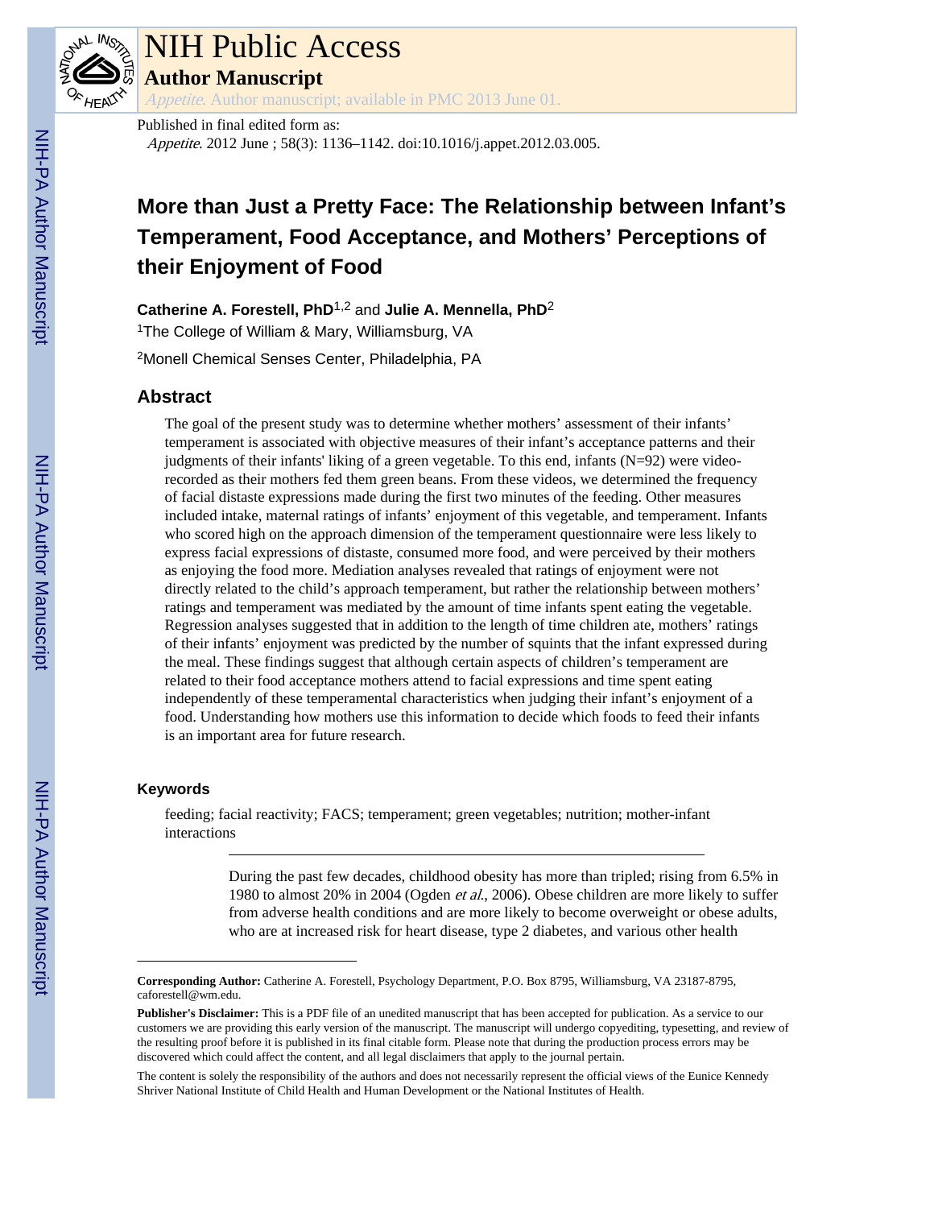# More than Just a Pretty Face: The Relationship between Infant's Temperament, Food Acceptance, and Mothers' Perceptions of their Enjoyment of Food

**Catherine A. Forestell, PhD**[1,2] and **Julie A. Mennella, PhD**[2]

[1]The College of William & Mary, Williamsburg, VA

[2]Monell Chemical Senses Center, Philadelphia, PA

## Abstract

The goal of the present study was to determine whether mothers' assessment of their infants' temperament is associated with objective measures of their infant's acceptance patterns and their judgments of their infants' liking of a green vegetable. To this end, infants (N=92) were video-recorded as their mothers fed them green beans. From these videos, we determined the frequency of facial distaste expressions made during the first two minutes of the feeding. Other measures included intake, maternal ratings of infants' enjoyment of this vegetable, and temperament. Infants who scored high on the approach dimension of the temperament questionnaire were less likely to express facial expressions of distaste, consumed more food, and were perceived by their mothers as enjoying the food more. Mediation analyses revealed that ratings of enjoyment were not directly related to the child's approach temperament, but rather the relationship between mothers' ratings and temperament was mediated by the amount of time infants spent eating the vegetable. Regression analyses suggested that in addition to the length of time children ate, mothers' ratings of their infants' enjoyment was predicted by the number of squints that the infant expressed during the meal. These findings suggest that although certain aspects of children's temperament are related to their food acceptance mothers attend to facial expressions and time spent eating independently of these temperamental characteristics when judging their infant's enjoyment of a food. Understanding how mothers use this information to decide which foods to feed their infants is an important area for future research.

### Keywords

feeding; facial reactivity; FACS; temperament; green vegetables; nutrition; mother-infant interactions

---

During the past few decades, childhood obesity has more than tripled; rising from 6.5% in 1980 to almost 20% in 2004 (Ogden *et al.*, 2006). Obese children are more likely to suffer from adverse health conditions and are more likely to become overweight or obese adults, who are at increased risk for heart disease, type 2 diabetes, and various other health

---

**Corresponding Author:** Catherine A. Forestell, Psychology Department, P.O. Box 8795, Williamsburg, VA 23187-8795, caforestell@wm.edu.

**Publisher's Disclaimer:** This is a PDF file of an unedited manuscript that has been accepted for publication. As a service to our customers we are providing this early version of the manuscript. The manuscript will undergo copyediting, typesetting, and review of the resulting proof before it is published in its final citable form. Please note that during the production process errors may be discovered which could affect the content, and all legal disclaimers that apply to the journal pertain.

The content is solely the responsibility of the authors and does not necessarily represent the official views of the Eunice Kennedy Shriver National Institute of Child Health and Human Development or the National Institutes of Health.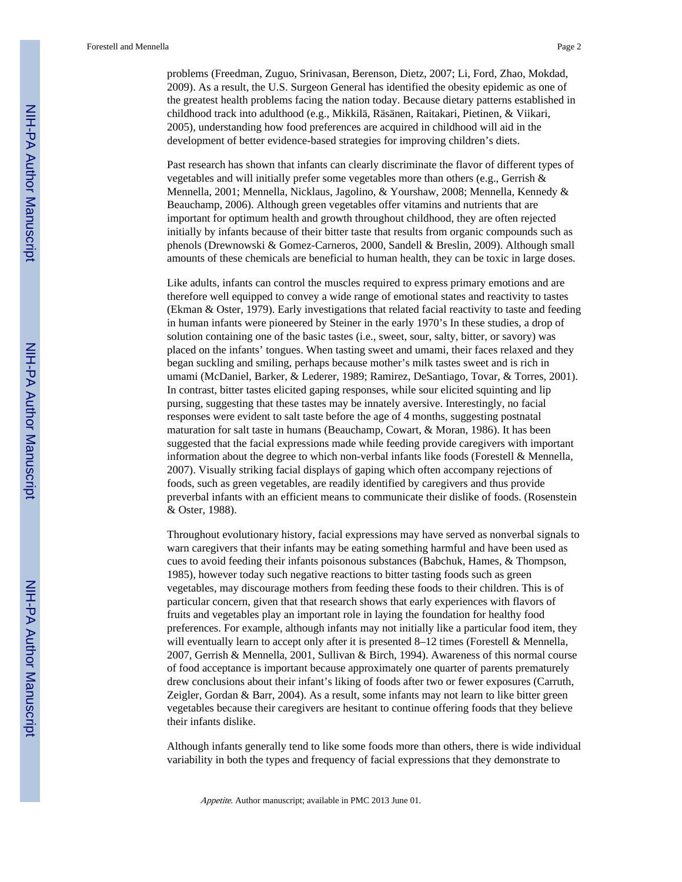problems (Freedman, Zuguo, Srinivasan, Berenson, Dietz, 2007; Li, Ford, Zhao, Mokdad, 2009). As a result, the U.S. Surgeon General has identified the obesity epidemic as one of the greatest health problems facing the nation today. Because dietary patterns established in childhood track into adulthood (e.g., Mikkilä, Räsänen, Raitakari, Pietinen, & Viikari, 2005), understanding how food preferences are acquired in childhood will aid in the development of better evidence-based strategies for improving children's diets.

Past research has shown that infants can clearly discriminate the flavor of different types of vegetables and will initially prefer some vegetables more than others (e.g., Gerrish & Mennella, 2001; Mennella, Nicklaus, Jagolino, & Yourshaw, 2008; Mennella, Kennedy & Beauchamp, 2006). Although green vegetables offer vitamins and nutrients that are important for optimum health and growth throughout childhood, they are often rejected initially by infants because of their bitter taste that results from organic compounds such as phenols (Drewnowski & Gomez-Carneros, 2000, Sandell & Breslin, 2009). Although small amounts of these chemicals are beneficial to human health, they can be toxic in large doses.

Like adults, infants can control the muscles required to express primary emotions and are therefore well equipped to convey a wide range of emotional states and reactivity to tastes (Ekman & Oster, 1979). Early investigations that related facial reactivity to taste and feeding in human infants were pioneered by Steiner in the early 1970's In these studies, a drop of solution containing one of the basic tastes (i.e., sweet, sour, salty, bitter, or savory) was placed on the infants' tongues. When tasting sweet and umami, their faces relaxed and they began suckling and smiling, perhaps because mother's milk tastes sweet and is rich in umami (McDaniel, Barker, & Lederer, 1989; Ramirez, DeSantiago, Tovar, & Torres, 2001). In contrast, bitter tastes elicited gaping responses, while sour elicited squinting and lip pursing, suggesting that these tastes may be innately aversive. Interestingly, no facial responses were evident to salt taste before the age of 4 months, suggesting postnatal maturation for salt taste in humans (Beauchamp, Cowart, & Moran, 1986). It has been suggested that the facial expressions made while feeding provide caregivers with important information about the degree to which non-verbal infants like foods (Forestell & Mennella, 2007). Visually striking facial displays of gaping which often accompany rejections of foods, such as green vegetables, are readily identified by caregivers and thus provide preverbal infants with an efficient means to communicate their dislike of foods. (Rosenstein & Oster, 1988).

Throughout evolutionary history, facial expressions may have served as nonverbal signals to warn caregivers that their infants may be eating something harmful and have been used as cues to avoid feeding their infants poisonous substances (Babchuk, Hames, & Thompson, 1985), however today such negative reactions to bitter tasting foods such as green vegetables, may discourage mothers from feeding these foods to their children. This is of particular concern, given that that research shows that early experiences with flavors of fruits and vegetables play an important role in laying the foundation for healthy food preferences. For example, although infants may not initially like a particular food item, they will eventually learn to accept only after it is presented 8–12 times (Forestell & Mennella, 2007, Gerrish & Mennella, 2001, Sullivan & Birch, 1994). Awareness of this normal course of food acceptance is important because approximately one quarter of parents prematurely drew conclusions about their infant's liking of foods after two or fewer exposures (Carruth, Zeigler, Gordan & Barr, 2004). As a result, some infants may not learn to like bitter green vegetables because their caregivers are hesitant to continue offering foods that they believe their infants dislike.

Although infants generally tend to like some foods more than others, there is wide individual variability in both the types and frequency of facial expressions that they demonstrate to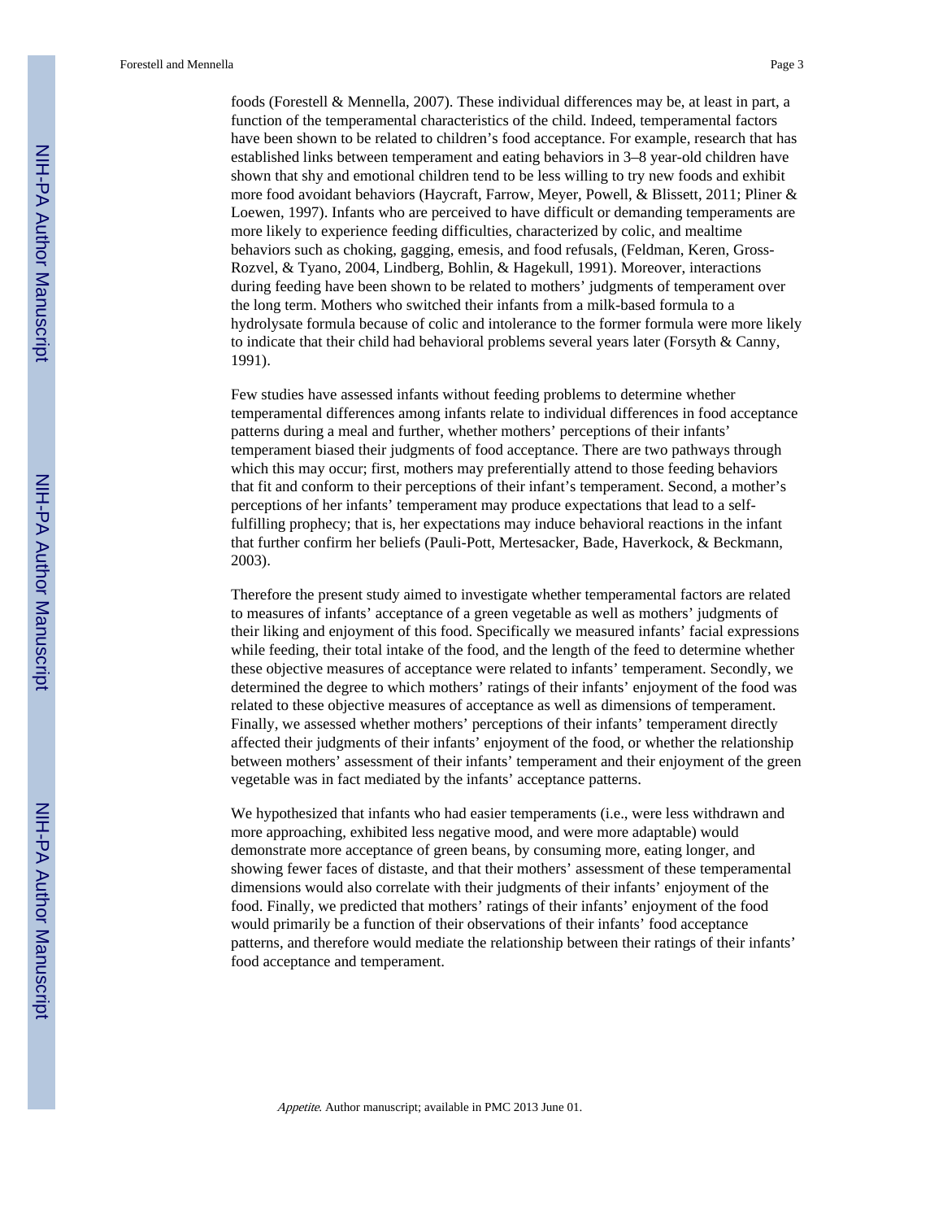foods (Forestell & Mennella, 2007). These individual differences may be, at least in part, a function of the temperamental characteristics of the child. Indeed, temperamental factors have been shown to be related to children's food acceptance. For example, research that has established links between temperament and eating behaviors in 3–8 year-old children have shown that shy and emotional children tend to be less willing to try new foods and exhibit more food avoidant behaviors (Haycraft, Farrow, Meyer, Powell, & Blissett, 2011; Pliner & Loewen, 1997). Infants who are perceived to have difficult or demanding temperaments are more likely to experience feeding difficulties, characterized by colic, and mealtime behaviors such as choking, gagging, emesis, and food refusals, (Feldman, Keren, Gross-Rozvel, & Tyano, 2004, Lindberg, Bohlin, & Hagekull, 1991). Moreover, interactions during feeding have been shown to be related to mothers' judgments of temperament over the long term. Mothers who switched their infants from a milk-based formula to a hydrolysate formula because of colic and intolerance to the former formula were more likely to indicate that their child had behavioral problems several years later (Forsyth & Canny, 1991).

Few studies have assessed infants without feeding problems to determine whether temperamental differences among infants relate to individual differences in food acceptance patterns during a meal and further, whether mothers' perceptions of their infants' temperament biased their judgments of food acceptance. There are two pathways through which this may occur; first, mothers may preferentially attend to those feeding behaviors that fit and conform to their perceptions of their infant's temperament. Second, a mother's perceptions of her infants' temperament may produce expectations that lead to a self-fulfilling prophecy; that is, her expectations may induce behavioral reactions in the infant that further confirm her beliefs (Pauli-Pott, Mertesacker, Bade, Haverkock, & Beckmann, 2003).

Therefore the present study aimed to investigate whether temperamental factors are related to measures of infants' acceptance of a green vegetable as well as mothers' judgments of their liking and enjoyment of this food. Specifically we measured infants' facial expressions while feeding, their total intake of the food, and the length of the feed to determine whether these objective measures of acceptance were related to infants' temperament. Secondly, we determined the degree to which mothers' ratings of their infants' enjoyment of the food was related to these objective measures of acceptance as well as dimensions of temperament. Finally, we assessed whether mothers' perceptions of their infants' temperament directly affected their judgments of their infants' enjoyment of the food, or whether the relationship between mothers' assessment of their infants' temperament and their enjoyment of the green vegetable was in fact mediated by the infants' acceptance patterns.

We hypothesized that infants who had easier temperaments (i.e., were less withdrawn and more approaching, exhibited less negative mood, and were more adaptable) would demonstrate more acceptance of green beans, by consuming more, eating longer, and showing fewer faces of distaste, and that their mothers' assessment of these temperamental dimensions would also correlate with their judgments of their infants' enjoyment of the food. Finally, we predicted that mothers' ratings of their infants' enjoyment of the food would primarily be a function of their observations of their infants' food acceptance patterns, and therefore would mediate the relationship between their ratings of their infants' food acceptance and temperament.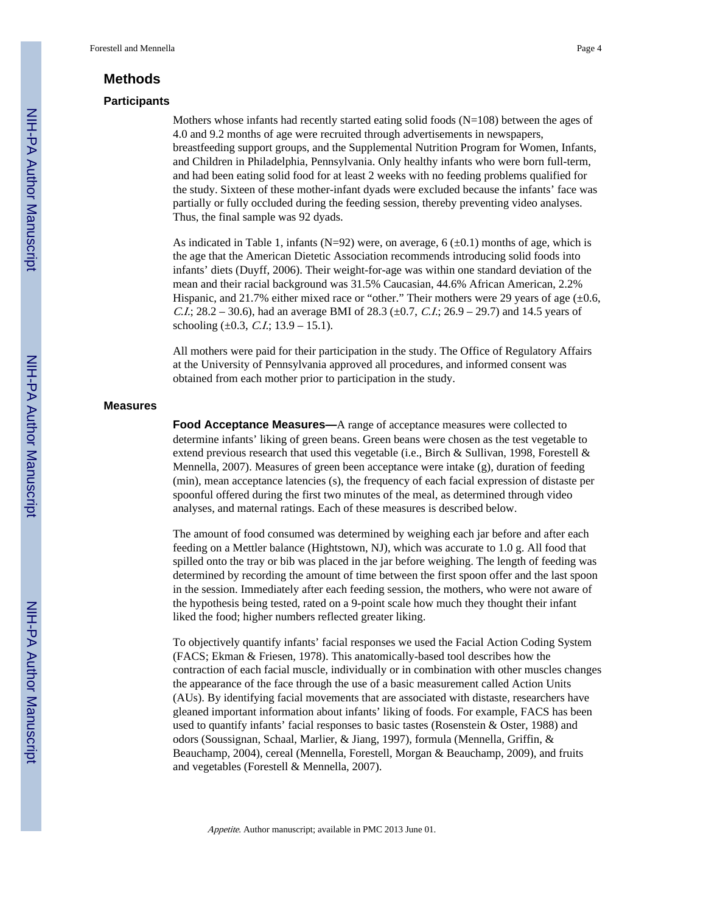## Methods

### Participants

Mothers whose infants had recently started eating solid foods (N=108) between the ages of 4.0 and 9.2 months of age were recruited through advertisements in newspapers, breastfeeding support groups, and the Supplemental Nutrition Program for Women, Infants, and Children in Philadelphia, Pennsylvania. Only healthy infants who were born full-term, and had been eating solid food for at least 2 weeks with no feeding problems qualified for the study. Sixteen of these mother-infant dyads were excluded because the infants' face was partially or fully occluded during the feeding session, thereby preventing video analyses. Thus, the final sample was 92 dyads.

As indicated in Table 1, infants (N=92) were, on average, 6 (±0.1) months of age, which is the age that the American Dietetic Association recommends introducing solid foods into infants' diets (Duyff, 2006). Their weight-for-age was within one standard deviation of the mean and their racial background was 31.5% Caucasian, 44.6% African American, 2.2% Hispanic, and 21.7% either mixed race or "other." Their mothers were 29 years of age (±0.6, *C.I.*; 28.2 – 30.6), had an average BMI of 28.3 (±0.7, *C.I.*; 26.9 – 29.7) and 14.5 years of schooling (±0.3, *C.I.*; 13.9 – 15.1).

All mothers were paid for their participation in the study. The Office of Regulatory Affairs at the University of Pennsylvania approved all procedures, and informed consent was obtained from each mother prior to participation in the study.

### Measures

**Food Acceptance Measures—**A range of acceptance measures were collected to determine infants' liking of green beans. Green beans were chosen as the test vegetable to extend previous research that used this vegetable (i.e., Birch & Sullivan, 1998, Forestell & Mennella, 2007). Measures of green been acceptance were intake (g), duration of feeding (min), mean acceptance latencies (s), the frequency of each facial expression of distaste per spoonful offered during the first two minutes of the meal, as determined through video analyses, and maternal ratings. Each of these measures is described below.

The amount of food consumed was determined by weighing each jar before and after each feeding on a Mettler balance (Hightstown, NJ), which was accurate to 1.0 g. All food that spilled onto the tray or bib was placed in the jar before weighing. The length of feeding was determined by recording the amount of time between the first spoon offer and the last spoon in the session. Immediately after each feeding session, the mothers, who were not aware of the hypothesis being tested, rated on a 9-point scale how much they thought their infant liked the food; higher numbers reflected greater liking.

To objectively quantify infants' facial responses we used the Facial Action Coding System (FACS; Ekman & Friesen, 1978). This anatomically-based tool describes how the contraction of each facial muscle, individually or in combination with other muscles changes the appearance of the face through the use of a basic measurement called Action Units (AUs). By identifying facial movements that are associated with distaste, researchers have gleaned important information about infants' liking of foods. For example, FACS has been used to quantify infants' facial responses to basic tastes (Rosenstein & Oster, 1988) and odors (Soussignan, Schaal, Marlier, & Jiang, 1997), formula (Mennella, Griffin, & Beauchamp, 2004), cereal (Mennella, Forestell, Morgan & Beauchamp, 2009), and fruits and vegetables (Forestell & Mennella, 2007).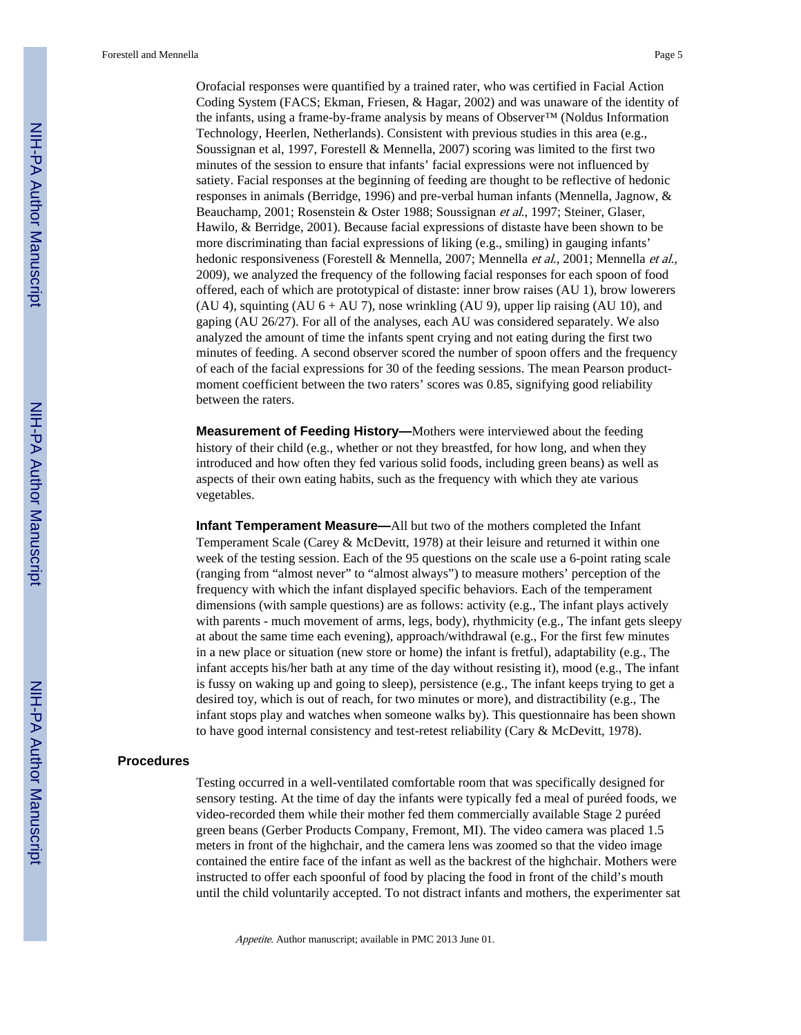Orofacial responses were quantified by a trained rater, who was certified in Facial Action Coding System (FACS; Ekman, Friesen, & Hagar, 2002) and was unaware of the identity of the infants, using a frame-by-frame analysis by means of Observer™ (Noldus Information Technology, Heerlen, Netherlands). Consistent with previous studies in this area (e.g., Soussignan et al, 1997, Forestell & Mennella, 2007) scoring was limited to the first two minutes of the session to ensure that infants' facial expressions were not influenced by satiety. Facial responses at the beginning of feeding are thought to be reflective of hedonic responses in animals (Berridge, 1996) and pre-verbal human infants (Mennella, Jagnow, & Beauchamp, 2001; Rosenstein & Oster 1988; Soussignan *et al.*, 1997; Steiner, Glaser, Hawilo, & Berridge, 2001). Because facial expressions of distaste have been shown to be more discriminating than facial expressions of liking (e.g., smiling) in gauging infants' hedonic responsiveness (Forestell & Mennella, 2007; Mennella *et al.*, 2001; Mennella *et al.*, 2009), we analyzed the frequency of the following facial responses for each spoon of food offered, each of which are prototypical of distaste: inner brow raises (AU 1), brow lowerers (AU 4), squinting (AU 6 + AU 7), nose wrinkling (AU 9), upper lip raising (AU 10), and gaping (AU 26/27). For all of the analyses, each AU was considered separately. We also analyzed the amount of time the infants spent crying and not eating during the first two minutes of feeding. A second observer scored the number of spoon offers and the frequency of each of the facial expressions for 30 of the feeding sessions. The mean Pearson product-moment coefficient between the two raters' scores was 0.85, signifying good reliability between the raters.

**Measurement of Feeding History—**Mothers were interviewed about the feeding history of their child (e.g., whether or not they breastfed, for how long, and when they introduced and how often they fed various solid foods, including green beans) as well as aspects of their own eating habits, such as the frequency with which they ate various vegetables.

**Infant Temperament Measure—**All but two of the mothers completed the Infant Temperament Scale (Carey & McDevitt, 1978) at their leisure and returned it within one week of the testing session. Each of the 95 questions on the scale use a 6-point rating scale (ranging from "almost never" to "almost always") to measure mothers' perception of the frequency with which the infant displayed specific behaviors. Each of the temperament dimensions (with sample questions) are as follows: activity (e.g., The infant plays actively with parents - much movement of arms, legs, body), rhythmicity (e.g., The infant gets sleepy at about the same time each evening), approach/withdrawal (e.g., For the first few minutes in a new place or situation (new store or home) the infant is fretful), adaptability (e.g., The infant accepts his/her bath at any time of the day without resisting it), mood (e.g., The infant is fussy on waking up and going to sleep), persistence (e.g., The infant keeps trying to get a desired toy, which is out of reach, for two minutes or more), and distractibility (e.g., The infant stops play and watches when someone walks by). This questionnaire has been shown to have good internal consistency and test-retest reliability (Cary & McDevitt, 1978).

## Procedures

Testing occurred in a well-ventilated comfortable room that was specifically designed for sensory testing. At the time of day the infants were typically fed a meal of puréed foods, we video-recorded them while their mother fed them commercially available Stage 2 puréed green beans (Gerber Products Company, Fremont, MI). The video camera was placed 1.5 meters in front of the highchair, and the camera lens was zoomed so that the video image contained the entire face of the infant as well as the backrest of the highchair. Mothers were instructed to offer each spoonful of food by placing the food in front of the child's mouth until the child voluntarily accepted. To not distract infants and mothers, the experimenter sat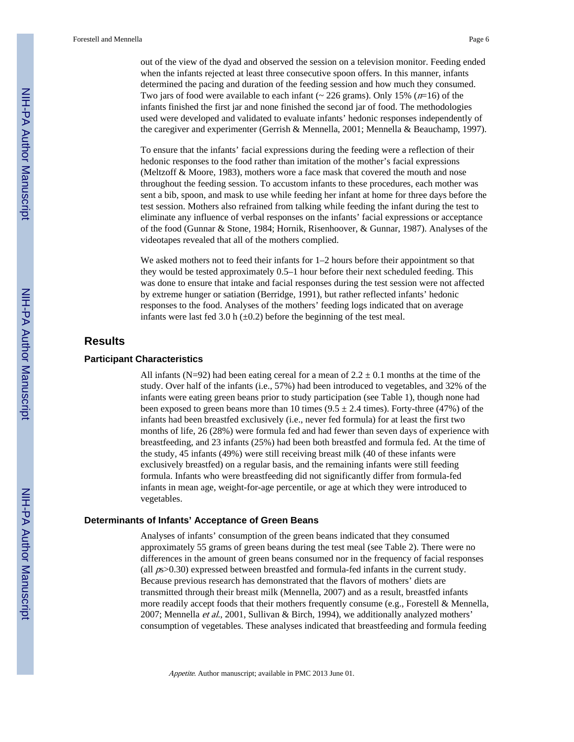out of the view of the dyad and observed the session on a television monitor. Feeding ended when the infants rejected at least three consecutive spoon offers. In this manner, infants determined the pacing and duration of the feeding session and how much they consumed. Two jars of food were available to each infant (~ 226 grams). Only 15% ($n$=16) of the infants finished the first jar and none finished the second jar of food. The methodologies used were developed and validated to evaluate infants' hedonic responses independently of the caregiver and experimenter (Gerrish & Mennella, 2001; Mennella & Beauchamp, 1997).

To ensure that the infants' facial expressions during the feeding were a reflection of their hedonic responses to the food rather than imitation of the mother's facial expressions (Meltzoff & Moore, 1983), mothers wore a face mask that covered the mouth and nose throughout the feeding session. To accustom infants to these procedures, each mother was sent a bib, spoon, and mask to use while feeding her infant at home for three days before the test session. Mothers also refrained from talking while feeding the infant during the test to eliminate any influence of verbal responses on the infants' facial expressions or acceptance of the food (Gunnar & Stone, 1984; Hornik, Risenhoover, & Gunnar, 1987). Analyses of the videotapes revealed that all of the mothers complied.

We asked mothers not to feed their infants for 1–2 hours before their appointment so that they would be tested approximately 0.5–1 hour before their next scheduled feeding. This was done to ensure that intake and facial responses during the test session were not affected by extreme hunger or satiation (Berridge, 1991), but rather reflected infants' hedonic responses to the food. Analyses of the mothers' feeding logs indicated that on average infants were last fed 3.0 h (±0.2) before the beginning of the test meal.

## Results

### Participant Characteristics

All infants (N=92) had been eating cereal for a mean of 2.2 ± 0.1 months at the time of the study. Over half of the infants (i.e., 57%) had been introduced to vegetables, and 32% of the infants were eating green beans prior to study participation (see Table 1), though none had been exposed to green beans more than 10 times (9.5 ± 2.4 times). Forty-three (47%) of the infants had been breastfed exclusively (i.e., never fed formula) for at least the first two months of life, 26 (28%) were formula fed and had fewer than seven days of experience with breastfeeding, and 23 infants (25%) had been both breastfed and formula fed. At the time of the study, 45 infants (49%) were still receiving breast milk (40 of these infants were exclusively breastfed) on a regular basis, and the remaining infants were still feeding formula. Infants who were breastfeeding did not significantly differ from formula-fed infants in mean age, weight-for-age percentile, or age at which they were introduced to vegetables.

### Determinants of Infants' Acceptance of Green Beans

Analyses of infants' consumption of the green beans indicated that they consumed approximately 55 grams of green beans during the test meal (see Table 2). There were no differences in the amount of green beans consumed nor in the frequency of facial responses (all $p$s>0.30) expressed between breastfed and formula-fed infants in the current study. Because previous research has demonstrated that the flavors of mothers' diets are transmitted through their breast milk (Mennella, 2007) and as a result, breastfed infants more readily accept foods that their mothers frequently consume (e.g., Forestell & Mennella, 2007; Mennella *et al.*, 2001, Sullivan & Birch, 1994), we additionally analyzed mothers' consumption of vegetables. These analyses indicated that breastfeeding and formula feeding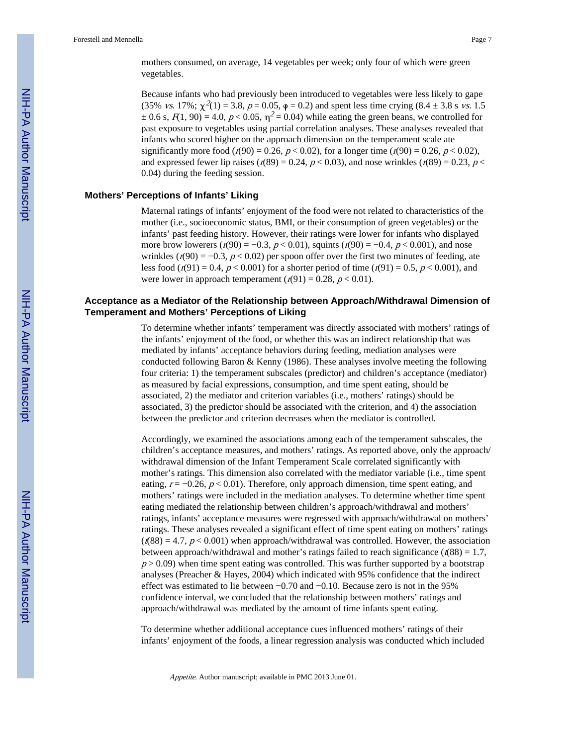mothers consumed, on average, 14 vegetables per week; only four of which were green vegetables.

Because infants who had previously been introduced to vegetables were less likely to gape (35% *vs.* 17%; $\chi^2(1) = 3.8$, $p = 0.05$, $\varphi = 0.2$) and spent less time crying ($8.4 \pm 3.8$ s *vs.* $1.5 \pm 0.6$ s, $F(1, 90) = 4.0$, $p < 0.05$, $\eta^2 = 0.04$) while eating the green beans, we controlled for past exposure to vegetables using partial correlation analyses. These analyses revealed that infants who scored higher on the approach dimension on the temperament scale ate significantly more food ($r(90) = 0.26$, $p < 0.02$), for a longer time ($r(90) = 0.26$, $p < 0.02$), and expressed fewer lip raises ($r(89) = 0.24$, $p < 0.03$), and nose wrinkles ($r(89) = 0.23$, $p < 0.04$) during the feeding session.

### Mothers' Perceptions of Infants' Liking

Maternal ratings of infants' enjoyment of the food were not related to characteristics of the mother (i.e., socioeconomic status, BMI, or their consumption of green vegetables) or the infants' past feeding history. However, their ratings were lower for infants who displayed more brow lowerers ($r(90) = -0.3$, $p < 0.01$), squints ($r(90) = -0.4$, $p < 0.001$), and nose wrinkles ($r(90) = -0.3$, $p < 0.02$) per spoon offer over the first two minutes of feeding, ate less food ($r(91) = 0.4$, $p < 0.001$) for a shorter period of time ($r(91) = 0.5$, $p < 0.001$), and were lower in approach temperament ($r(91) = 0.28$, $p < 0.01$).

### Acceptance as a Mediator of the Relationship between Approach/Withdrawal Dimension of Temperament and Mothers' Perceptions of Liking

To determine whether infants' temperament was directly associated with mothers' ratings of the infants' enjoyment of the food, or whether this was an indirect relationship that was mediated by infants' acceptance behaviors during feeding, mediation analyses were conducted following Baron & Kenny (1986). These analyses involve meeting the following four criteria: 1) the temperament subscales (predictor) and children's acceptance (mediator) as measured by facial expressions, consumption, and time spent eating, should be associated, 2) the mediator and criterion variables (i.e., mothers' ratings) should be associated, 3) the predictor should be associated with the criterion, and 4) the association between the predictor and criterion decreases when the mediator is controlled.

Accordingly, we examined the associations among each of the temperament subscales, the children's acceptance measures, and mothers' ratings. As reported above, only the approach/withdrawal dimension of the Infant Temperament Scale correlated significantly with mother's ratings. This dimension also correlated with the mediator variable (i.e., time spent eating, $r = -0.26$, $p < 0.01$). Therefore, only approach dimension, time spent eating, and mothers' ratings were included in the mediation analyses. To determine whether time spent eating mediated the relationship between children's approach/withdrawal and mothers' ratings, infants' acceptance measures were regressed with approach/withdrawal on mothers' ratings. These analyses revealed a significant effect of time spent eating on mothers' ratings ($t(88) = 4.7$, $p < 0.001$) when approach/withdrawal was controlled. However, the association between approach/withdrawal and mother's ratings failed to reach significance ($t(88) = 1.7$, $p > 0.09$) when time spent eating was controlled. This was further supported by a bootstrap analyses (Preacher & Hayes, 2004) which indicated with 95% confidence that the indirect effect was estimated to lie between −0.70 and −0.10. Because zero is not in the 95% confidence interval, we concluded that the relationship between mothers' ratings and approach/withdrawal was mediated by the amount of time infants spent eating.

To determine whether additional acceptance cues influenced mothers' ratings of their infants' enjoyment of the foods, a linear regression analysis was conducted which included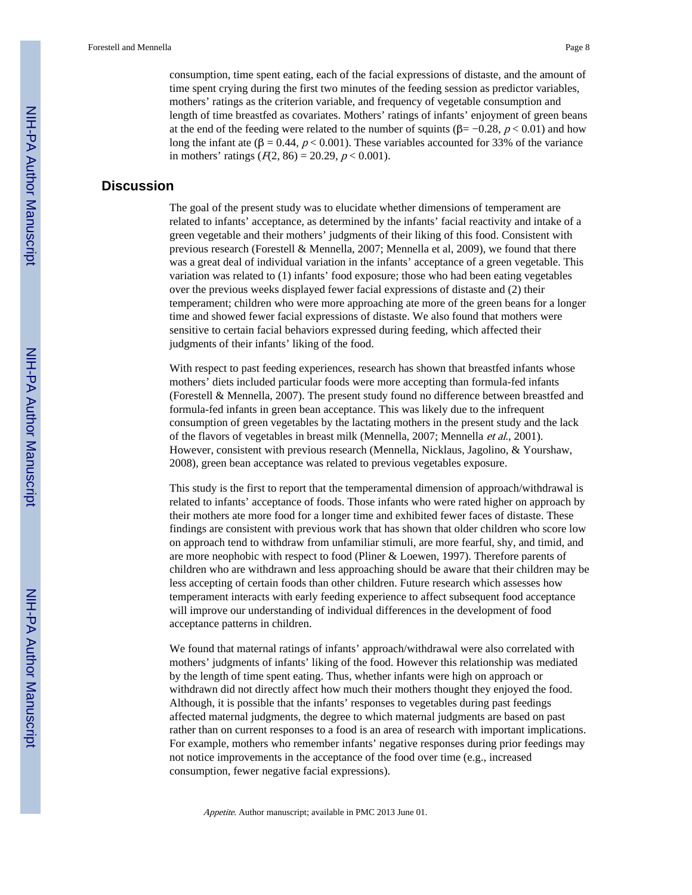consumption, time spent eating, each of the facial expressions of distaste, and the amount of time spent crying during the first two minutes of the feeding session as predictor variables, mothers' ratings as the criterion variable, and frequency of vegetable consumption and length of time breastfed as covariates. Mothers' ratings of infants' enjoyment of green beans at the end of the feeding were related to the number of squints ($\beta = -0.28$, $p < 0.01$) and how long the infant ate ($\beta = 0.44$, $p < 0.001$). These variables accounted for 33% of the variance in mothers' ratings ($F(2, 86) = 20.29$, $p < 0.001$).

## Discussion

The goal of the present study was to elucidate whether dimensions of temperament are related to infants' acceptance, as determined by the infants' facial reactivity and intake of a green vegetable and their mothers' judgments of their liking of this food. Consistent with previous research (Forestell & Mennella, 2007; Mennella et al, 2009), we found that there was a great deal of individual variation in the infants' acceptance of a green vegetable. This variation was related to (1) infants' food exposure; those who had been eating vegetables over the previous weeks displayed fewer facial expressions of distaste and (2) their temperament; children who were more approaching ate more of the green beans for a longer time and showed fewer facial expressions of distaste. We also found that mothers were sensitive to certain facial behaviors expressed during feeding, which affected their judgments of their infants' liking of the food.

With respect to past feeding experiences, research has shown that breastfed infants whose mothers' diets included particular foods were more accepting than formula-fed infants (Forestell & Mennella, 2007). The present study found no difference between breastfed and formula-fed infants in green bean acceptance. This was likely due to the infrequent consumption of green vegetables by the lactating mothers in the present study and the lack of the flavors of vegetables in breast milk (Mennella, 2007; Mennella *et al.*, 2001). However, consistent with previous research (Mennella, Nicklaus, Jagolino, & Yourshaw, 2008), green bean acceptance was related to previous vegetables exposure.

This study is the first to report that the temperamental dimension of approach/withdrawal is related to infants' acceptance of foods. Those infants who were rated higher on approach by their mothers ate more food for a longer time and exhibited fewer faces of distaste. These findings are consistent with previous work that has shown that older children who score low on approach tend to withdraw from unfamiliar stimuli, are more fearful, shy, and timid, and are more neophobic with respect to food (Pliner & Loewen, 1997). Therefore parents of children who are withdrawn and less approaching should be aware that their children may be less accepting of certain foods than other children. Future research which assesses how temperament interacts with early feeding experience to affect subsequent food acceptance will improve our understanding of individual differences in the development of food acceptance patterns in children.

We found that maternal ratings of infants' approach/withdrawal were also correlated with mothers' judgments of infants' liking of the food. However this relationship was mediated by the length of time spent eating. Thus, whether infants were high on approach or withdrawn did not directly affect how much their mothers thought they enjoyed the food. Although, it is possible that the infants' responses to vegetables during past feedings affected maternal judgments, the degree to which maternal judgments are based on past rather than on current responses to a food is an area of research with important implications. For example, mothers who remember infants' negative responses during prior feedings may not notice improvements in the acceptance of the food over time (e.g., increased consumption, fewer negative facial expressions).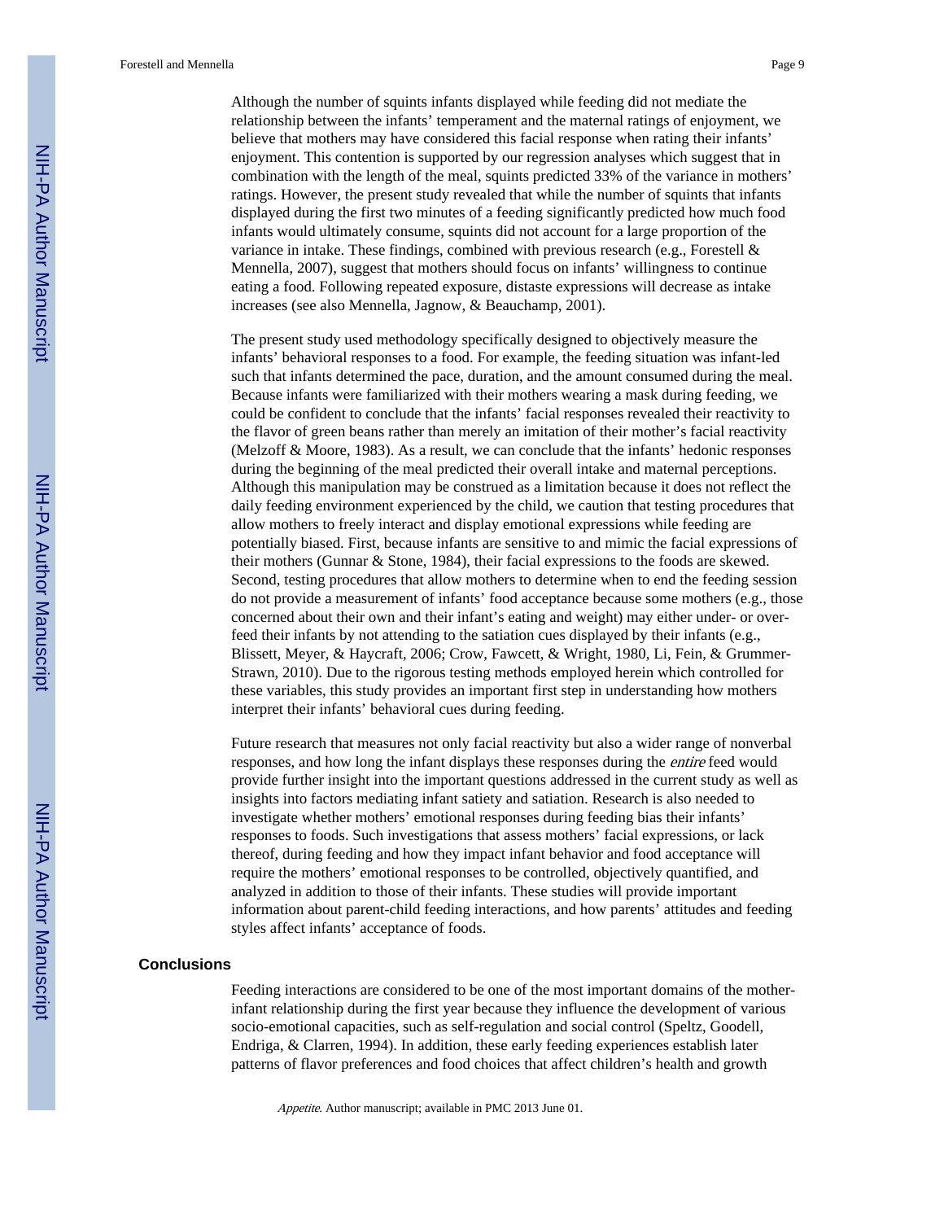Although the number of squints infants displayed while feeding did not mediate the relationship between the infants' temperament and the maternal ratings of enjoyment, we believe that mothers may have considered this facial response when rating their infants' enjoyment. This contention is supported by our regression analyses which suggest that in combination with the length of the meal, squints predicted 33% of the variance in mothers' ratings. However, the present study revealed that while the number of squints that infants displayed during the first two minutes of a feeding significantly predicted how much food infants would ultimately consume, squints did not account for a large proportion of the variance in intake. These findings, combined with previous research (e.g., Forestell & Mennella, 2007), suggest that mothers should focus on infants' willingness to continue eating a food. Following repeated exposure, distaste expressions will decrease as intake increases (see also Mennella, Jagnow, & Beauchamp, 2001).

The present study used methodology specifically designed to objectively measure the infants' behavioral responses to a food. For example, the feeding situation was infant-led such that infants determined the pace, duration, and the amount consumed during the meal. Because infants were familiarized with their mothers wearing a mask during feeding, we could be confident to conclude that the infants' facial responses revealed their reactivity to the flavor of green beans rather than merely an imitation of their mother's facial reactivity (Melzoff & Moore, 1983). As a result, we can conclude that the infants' hedonic responses during the beginning of the meal predicted their overall intake and maternal perceptions. Although this manipulation may be construed as a limitation because it does not reflect the daily feeding environment experienced by the child, we caution that testing procedures that allow mothers to freely interact and display emotional expressions while feeding are potentially biased. First, because infants are sensitive to and mimic the facial expressions of their mothers (Gunnar & Stone, 1984), their facial expressions to the foods are skewed. Second, testing procedures that allow mothers to determine when to end the feeding session do not provide a measurement of infants' food acceptance because some mothers (e.g., those concerned about their own and their infant's eating and weight) may either under- or over-feed their infants by not attending to the satiation cues displayed by their infants (e.g., Blissett, Meyer, & Haycraft, 2006; Crow, Fawcett, & Wright, 1980, Li, Fein, & Grummer-Strawn, 2010). Due to the rigorous testing methods employed herein which controlled for these variables, this study provides an important first step in understanding how mothers interpret their infants' behavioral cues during feeding.

Future research that measures not only facial reactivity but also a wider range of nonverbal responses, and how long the infant displays these responses during the *entire* feed would provide further insight into the important questions addressed in the current study as well as insights into factors mediating infant satiety and satiation. Research is also needed to investigate whether mothers' emotional responses during feeding bias their infants' responses to foods. Such investigations that assess mothers' facial expressions, or lack thereof, during feeding and how they impact infant behavior and food acceptance will require the mothers' emotional responses to be controlled, objectively quantified, and analyzed in addition to those of their infants. These studies will provide important information about parent-child feeding interactions, and how parents' attitudes and feeding styles affect infants' acceptance of foods.

## Conclusions

Feeding interactions are considered to be one of the most important domains of the mother-infant relationship during the first year because they influence the development of various socio-emotional capacities, such as self-regulation and social control (Speltz, Goodell, Endriga, & Clarren, 1994). In addition, these early feeding experiences establish later patterns of flavor preferences and food choices that affect children's health and growth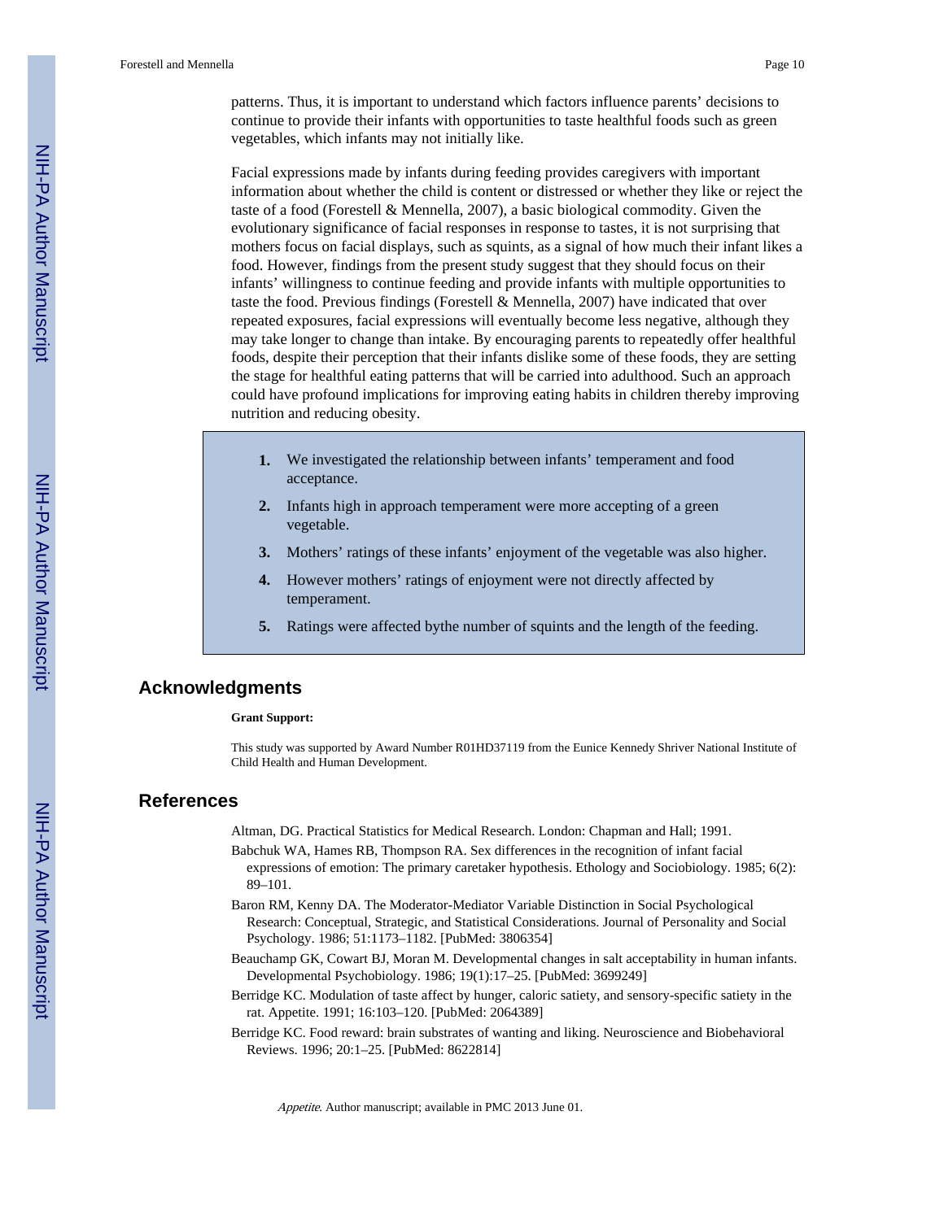patterns. Thus, it is important to understand which factors influence parents' decisions to continue to provide their infants with opportunities to taste healthful foods such as green vegetables, which infants may not initially like.

Facial expressions made by infants during feeding provides caregivers with important information about whether the child is content or distressed or whether they like or reject the taste of a food (Forestell & Mennella, 2007), a basic biological commodity. Given the evolutionary significance of facial responses in response to tastes, it is not surprising that mothers focus on facial displays, such as squints, as a signal of how much their infant likes a food. However, findings from the present study suggest that they should focus on their infants' willingness to continue feeding and provide infants with multiple opportunities to taste the food. Previous findings (Forestell & Mennella, 2007) have indicated that over repeated exposures, facial expressions will eventually become less negative, although they may take longer to change than intake. By encouraging parents to repeatedly offer healthful foods, despite their perception that their infants dislike some of these foods, they are setting the stage for healthful eating patterns that will be carried into adulthood. Such an approach could have profound implications for improving eating habits in children thereby improving nutrition and reducing obesity.

1. We investigated the relationship between infants' temperament and food acceptance.
2. Infants high in approach temperament were more accepting of a green vegetable.
3. Mothers' ratings of these infants' enjoyment of the vegetable was also higher.
4. However mothers' ratings of enjoyment were not directly affected by temperament.
5. Ratings were affected bythe number of squints and the length of the feeding.

## Acknowledgments

**Grant Support:**

This study was supported by Award Number R01HD37119 from the Eunice Kennedy Shriver National Institute of Child Health and Human Development.

## References

Altman, DG. Practical Statistics for Medical Research. London: Chapman and Hall; 1991.

Babchuk WA, Hames RB, Thompson RA. Sex differences in the recognition of infant facial expressions of emotion: The primary caretaker hypothesis. Ethology and Sociobiology. 1985; 6(2): 89–101.

Baron RM, Kenny DA. The Moderator-Mediator Variable Distinction in Social Psychological Research: Conceptual, Strategic, and Statistical Considerations. Journal of Personality and Social Psychology. 1986; 51:1173–1182. [PubMed: 3806354]

Beauchamp GK, Cowart BJ, Moran M. Developmental changes in salt acceptability in human infants. Developmental Psychobiology. 1986; 19(1):17–25. [PubMed: 3699249]

Berridge KC. Modulation of taste affect by hunger, caloric satiety, and sensory-specific satiety in the rat. Appetite. 1991; 16:103–120. [PubMed: 2064389]

Berridge KC. Food reward: brain substrates of wanting and liking. Neuroscience and Biobehavioral Reviews. 1996; 20:1–25. [PubMed: 8622814]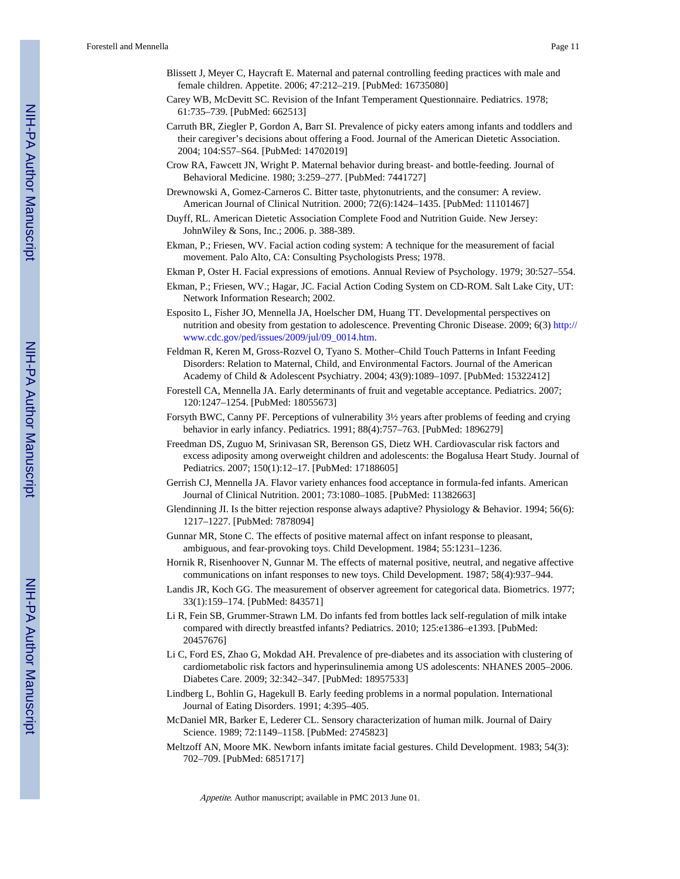Blissett J, Meyer C, Haycraft E. Maternal and paternal controlling feeding practices with male and female children. Appetite. 2006; 47:212–219. [PubMed: 16735080]

Carey WB, McDevitt SC. Revision of the Infant Temperament Questionnaire. Pediatrics. 1978; 61:735–739. [PubMed: 662513]

Carruth BR, Ziegler P, Gordon A, Barr SI. Prevalence of picky eaters among infants and toddlers and their caregiver's decisions about offering a Food. Journal of the American Dietetic Association. 2004; 104:S57–S64. [PubMed: 14702019]

Crow RA, Fawcett JN, Wright P. Maternal behavior during breast- and bottle-feeding. Journal of Behavioral Medicine. 1980; 3:259–277. [PubMed: 7441727]

Drewnowski A, Gomez-Carneros C. Bitter taste, phytonutrients, and the consumer: A review. American Journal of Clinical Nutrition. 2000; 72(6):1424–1435. [PubMed: 11101467]

Duyff, RL. American Dietetic Association Complete Food and Nutrition Guide. New Jersey: JohnWiley & Sons, Inc.; 2006. p. 388-389.

Ekman, P.; Friesen, WV. Facial action coding system: A technique for the measurement of facial movement. Palo Alto, CA: Consulting Psychologists Press; 1978.

Ekman P, Oster H. Facial expressions of emotions. Annual Review of Psychology. 1979; 30:527–554.

Ekman, P.; Friesen, WV.; Hagar, JC. Facial Action Coding System on CD-ROM. Salt Lake City, UT: Network Information Research; 2002.

Esposito L, Fisher JO, Mennella JA, Hoelscher DM, Huang TT. Developmental perspectives on nutrition and obesity from gestation to adolescence. Preventing Chronic Disease. 2009; 6(3) http://www.cdc.gov/ped/issues/2009/jul/09_0014.htm.

Feldman R, Keren M, Gross-Rozvel O, Tyano S. Mother–Child Touch Patterns in Infant Feeding Disorders: Relation to Maternal, Child, and Environmental Factors. Journal of the American Academy of Child & Adolescent Psychiatry. 2004; 43(9):1089–1097. [PubMed: 15322412]

Forestell CA, Mennella JA. Early determinants of fruit and vegetable acceptance. Pediatrics. 2007; 120:1247–1254. [PubMed: 18055673]

Forsyth BWC, Canny PF. Perceptions of vulnerability 3½ years after problems of feeding and crying behavior in early infancy. Pediatrics. 1991; 88(4):757–763. [PubMed: 1896279]

Freedman DS, Zuguo M, Srinivasan SR, Berenson GS, Dietz WH. Cardiovascular risk factors and excess adiposity among overweight children and adolescents: the Bogalusa Heart Study. Journal of Pediatrics. 2007; 150(1):12–17. [PubMed: 17188605]

Gerrish CJ, Mennella JA. Flavor variety enhances food acceptance in formula-fed infants. American Journal of Clinical Nutrition. 2001; 73:1080–1085. [PubMed: 11382663]

Glendinning JI. Is the bitter rejection response always adaptive? Physiology & Behavior. 1994; 56(6): 1217–1227. [PubMed: 7878094]

Gunnar MR, Stone C. The effects of positive maternal affect on infant response to pleasant, ambiguous, and fear-provoking toys. Child Development. 1984; 55:1231–1236.

Hornik R, Risenhoover N, Gunnar M. The effects of maternal positive, neutral, and negative affective communications on infant responses to new toys. Child Development. 1987; 58(4):937–944.

Landis JR, Koch GG. The measurement of observer agreement for categorical data. Biometrics. 1977; 33(1):159–174. [PubMed: 843571]

Li R, Fein SB, Grummer-Strawn LM. Do infants fed from bottles lack self-regulation of milk intake compared with directly breastfed infants? Pediatrics. 2010; 125:e1386–e1393. [PubMed: 20457676]

Li C, Ford ES, Zhao G, Mokdad AH. Prevalence of pre-diabetes and its association with clustering of cardiometabolic risk factors and hyperinsulinemia among US adolescents: NHANES 2005–2006. Diabetes Care. 2009; 32:342–347. [PubMed: 18957533]

Lindberg L, Bohlin G, Hagekull B. Early feeding problems in a normal population. International Journal of Eating Disorders. 1991; 4:395–405.

McDaniel MR, Barker E, Lederer CL. Sensory characterization of human milk. Journal of Dairy Science. 1989; 72:1149–1158. [PubMed: 2745823]

Meltzoff AN, Moore MK. Newborn infants imitate facial gestures. Child Development. 1983; 54(3): 702–709. [PubMed: 6851717]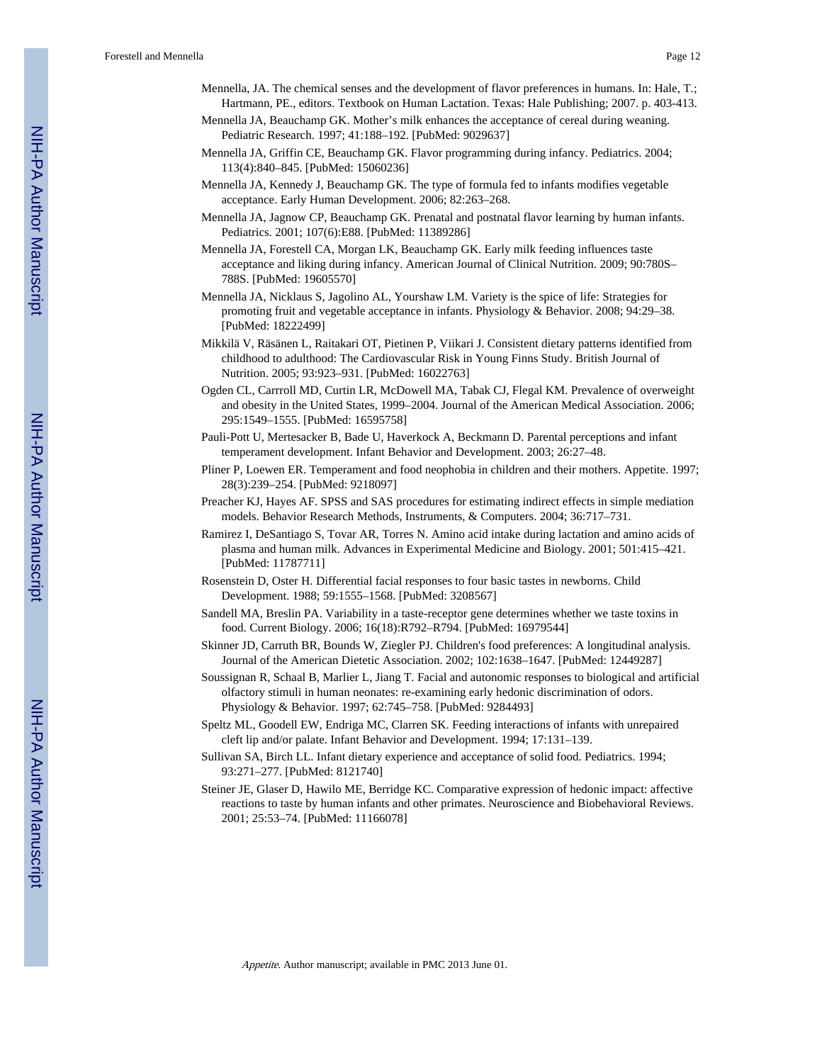Mennella, JA. The chemical senses and the development of flavor preferences in humans. In: Hale, T.; Hartmann, PE., editors. Textbook on Human Lactation. Texas: Hale Publishing; 2007. p. 403-413.

Mennella JA, Beauchamp GK. Mother's milk enhances the acceptance of cereal during weaning. Pediatric Research. 1997; 41:188–192. [PubMed: 9029637]

Mennella JA, Griffin CE, Beauchamp GK. Flavor programming during infancy. Pediatrics. 2004; 113(4):840–845. [PubMed: 15060236]

Mennella JA, Kennedy J, Beauchamp GK. The type of formula fed to infants modifies vegetable acceptance. Early Human Development. 2006; 82:263–268.

Mennella JA, Jagnow CP, Beauchamp GK. Prenatal and postnatal flavor learning by human infants. Pediatrics. 2001; 107(6):E88. [PubMed: 11389286]

Mennella JA, Forestell CA, Morgan LK, Beauchamp GK. Early milk feeding influences taste acceptance and liking during infancy. American Journal of Clinical Nutrition. 2009; 90:780S–788S. [PubMed: 19605570]

Mennella JA, Nicklaus S, Jagolino AL, Yourshaw LM. Variety is the spice of life: Strategies for promoting fruit and vegetable acceptance in infants. Physiology & Behavior. 2008; 94:29–38. [PubMed: 18222499]

Mikkilä V, Räsänen L, Raitakari OT, Pietinen P, Viikari J. Consistent dietary patterns identified from childhood to adulthood: The Cardiovascular Risk in Young Finns Study. British Journal of Nutrition. 2005; 93:923–931. [PubMed: 16022763]

Ogden CL, Carrroll MD, Curtin LR, McDowell MA, Tabak CJ, Flegal KM. Prevalence of overweight and obesity in the United States, 1999–2004. Journal of the American Medical Association. 2006; 295:1549–1555. [PubMed: 16595758]

Pauli-Pott U, Mertesacker B, Bade U, Haverkock A, Beckmann D. Parental perceptions and infant temperament development. Infant Behavior and Development. 2003; 26:27–48.

Pliner P, Loewen ER. Temperament and food neophobia in children and their mothers. Appetite. 1997; 28(3):239–254. [PubMed: 9218097]

Preacher KJ, Hayes AF. SPSS and SAS procedures for estimating indirect effects in simple mediation models. Behavior Research Methods, Instruments, & Computers. 2004; 36:717–731.

Ramirez I, DeSantiago S, Tovar AR, Torres N. Amino acid intake during lactation and amino acids of plasma and human milk. Advances in Experimental Medicine and Biology. 2001; 501:415–421. [PubMed: 11787711]

Rosenstein D, Oster H. Differential facial responses to four basic tastes in newborns. Child Development. 1988; 59:1555–1568. [PubMed: 3208567]

Sandell MA, Breslin PA. Variability in a taste-receptor gene determines whether we taste toxins in food. Current Biology. 2006; 16(18):R792–R794. [PubMed: 16979544]

Skinner JD, Carruth BR, Bounds W, Ziegler PJ. Children's food preferences: A longitudinal analysis. Journal of the American Dietetic Association. 2002; 102:1638–1647. [PubMed: 12449287]

Soussignan R, Schaal B, Marlier L, Jiang T. Facial and autonomic responses to biological and artificial olfactory stimuli in human neonates: re-examining early hedonic discrimination of odors. Physiology & Behavior. 1997; 62:745–758. [PubMed: 9284493]

Speltz ML, Goodell EW, Endriga MC, Clarren SK. Feeding interactions of infants with unrepaired cleft lip and/or palate. Infant Behavior and Development. 1994; 17:131–139.

Sullivan SA, Birch LL. Infant dietary experience and acceptance of solid food. Pediatrics. 1994; 93:271–277. [PubMed: 8121740]

Steiner JE, Glaser D, Hawilo ME, Berridge KC. Comparative expression of hedonic impact: affective reactions to taste by human infants and other primates. Neuroscience and Biobehavioral Reviews. 2001; 25:53–74. [PubMed: 11166078]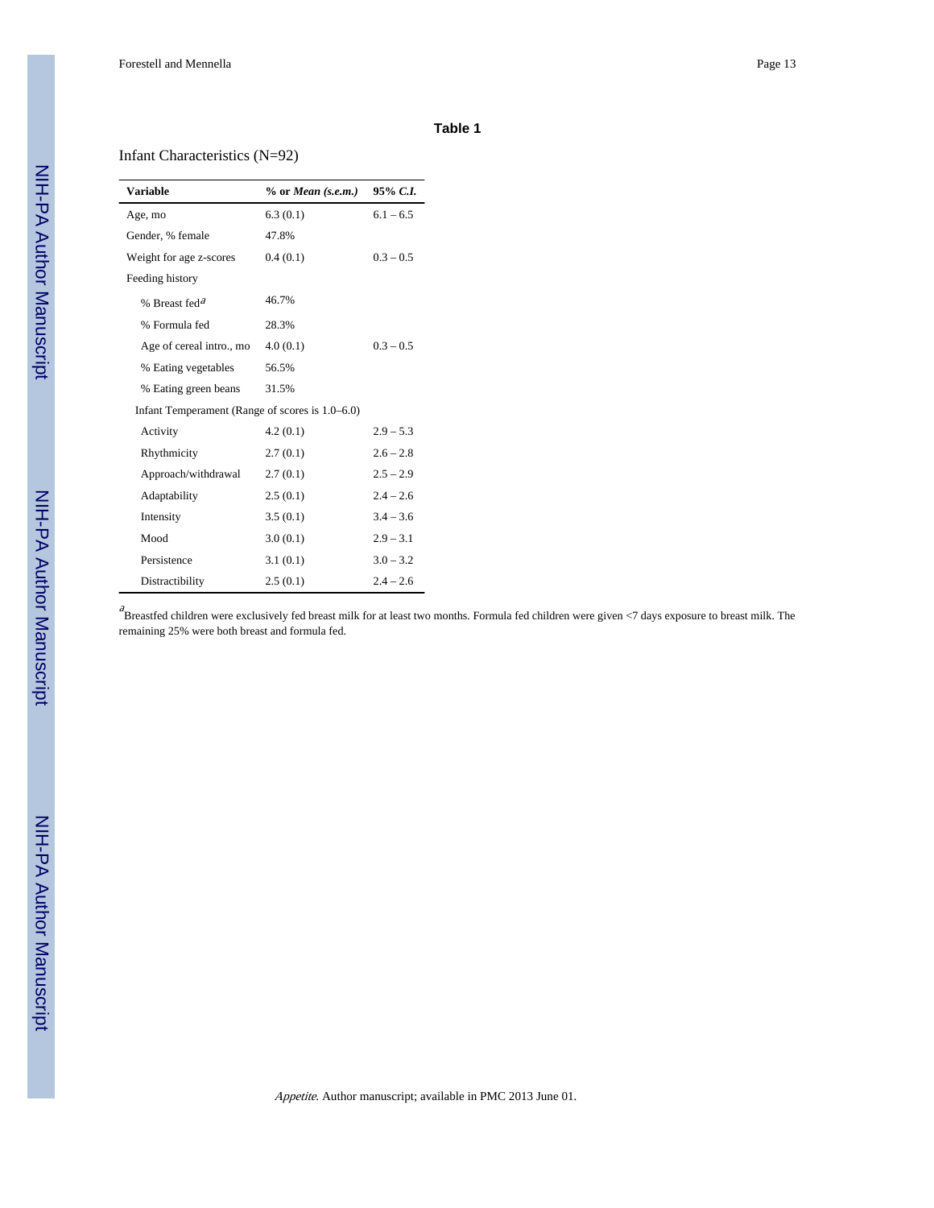## Table 1

Infant Characteristics (N=92)

| Variable | % or *Mean (s.e.m.)* | 95% *C.I.* |
|---|---|---|
| Age, mo | 6.3 (0.1) | 6.1 – 6.5 |
| Gender, % female | 47.8% | |
| Weight for age z-scores | 0.4 (0.1) | 0.3 – 0.5 |
| Feeding history | | |
| % Breast fed[a] | 46.7% | |
| % Formula fed | 28.3% | |
| Age of cereal intro., mo | 4.0 (0.1) | 0.3 – 0.5 |
| % Eating vegetables | 56.5% | |
| % Eating green beans | 31.5% | |
| Infant Temperament (Range of scores is 1.0–6.0) | | |
| Activity | 4.2 (0.1) | 2.9 – 5.3 |
| Rhythmicity | 2.7 (0.1) | 2.6 – 2.8 |
| Approach/withdrawal | 2.7 (0.1) | 2.5 – 2.9 |
| Adaptability | 2.5 (0.1) | 2.4 – 2.6 |
| Intensity | 3.5 (0.1) | 3.4 – 3.6 |
| Mood | 3.0 (0.1) | 2.9 – 3.1 |
| Persistence | 3.1 (0.1) | 3.0 – 3.2 |
| Distractibility | 2.5 (0.1) | 2.4 – 2.6 |

[a]Breastfed children were exclusively fed breast milk for at least two months. Formula fed children were given <7 days exposure to breast milk. The remaining 25% were both breast and formula fed.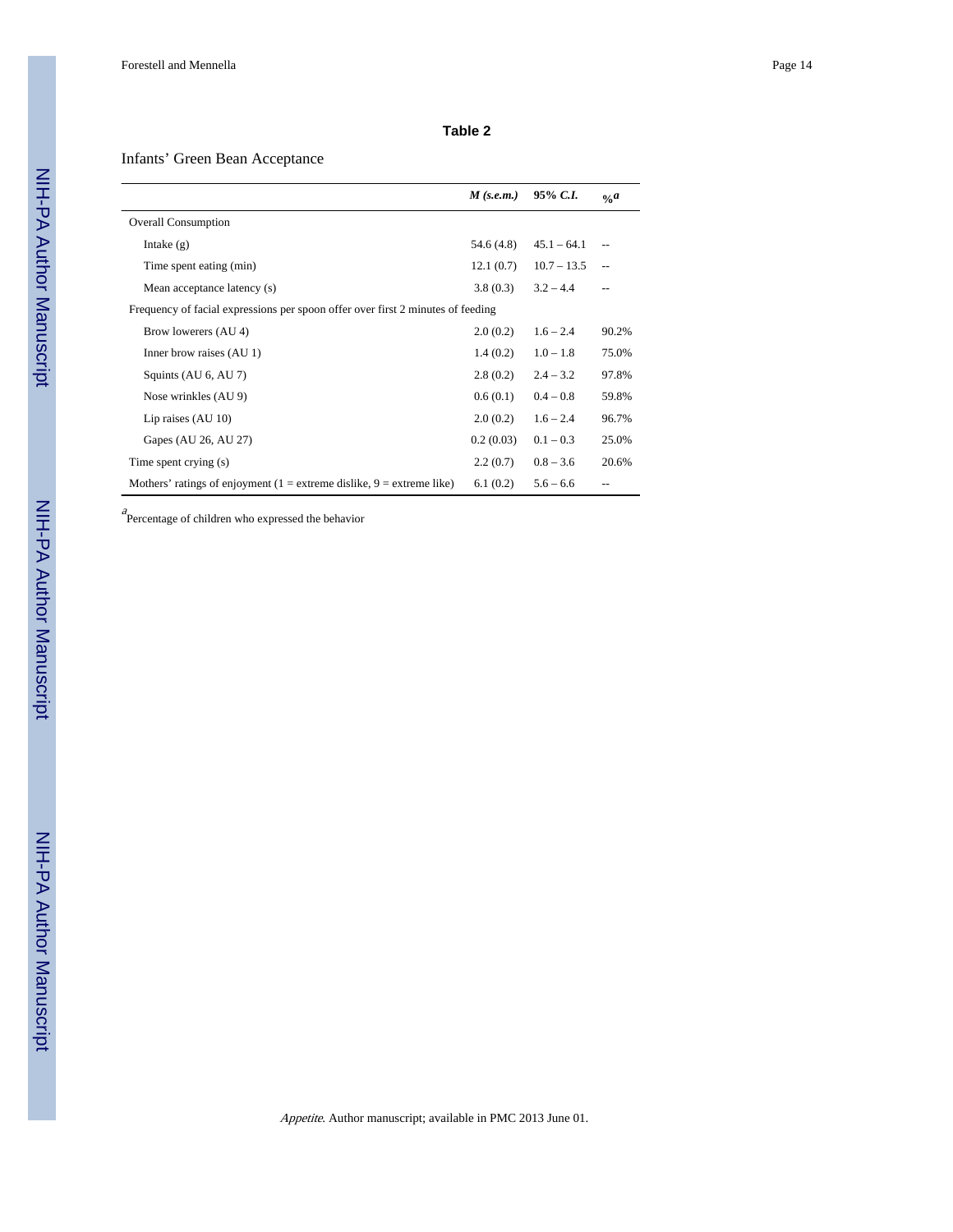**Table 2**

Infants' Green Bean Acceptance

| | *M (s.e.m.)* | 95% *C.I.* | %[a] |
|---|---|---|---|
| Overall Consumption | | | |
| Intake (g) | 54.6 (4.8) | 45.1 – 64.1 | -- |
| Time spent eating (min) | 12.1 (0.7) | 10.7 – 13.5 | -- |
| Mean acceptance latency (s) | 3.8 (0.3) | 3.2 – 4.4 | -- |
| Frequency of facial expressions per spoon offer over first 2 minutes of feeding | | | |
| Brow lowerers (AU 4) | 2.0 (0.2) | 1.6 – 2.4 | 90.2% |
| Inner brow raises (AU 1) | 1.4 (0.2) | 1.0 – 1.8 | 75.0% |
| Squints (AU 6, AU 7) | 2.8 (0.2) | 2.4 – 3.2 | 97.8% |
| Nose wrinkles (AU 9) | 0.6 (0.1) | 0.4 – 0.8 | 59.8% |
| Lip raises (AU 10) | 2.0 (0.2) | 1.6 – 2.4 | 96.7% |
| Gapes (AU 26, AU 27) | 0.2 (0.03) | 0.1 – 0.3 | 25.0% |
| Time spent crying (s) | 2.2 (0.7) | 0.8 – 3.6 | 20.6% |
| Mothers' ratings of enjoyment (1 = extreme dislike, 9 = extreme like) | 6.1 (0.2) | 5.6 – 6.6 | -- |

[a] Percentage of children who expressed the behavior